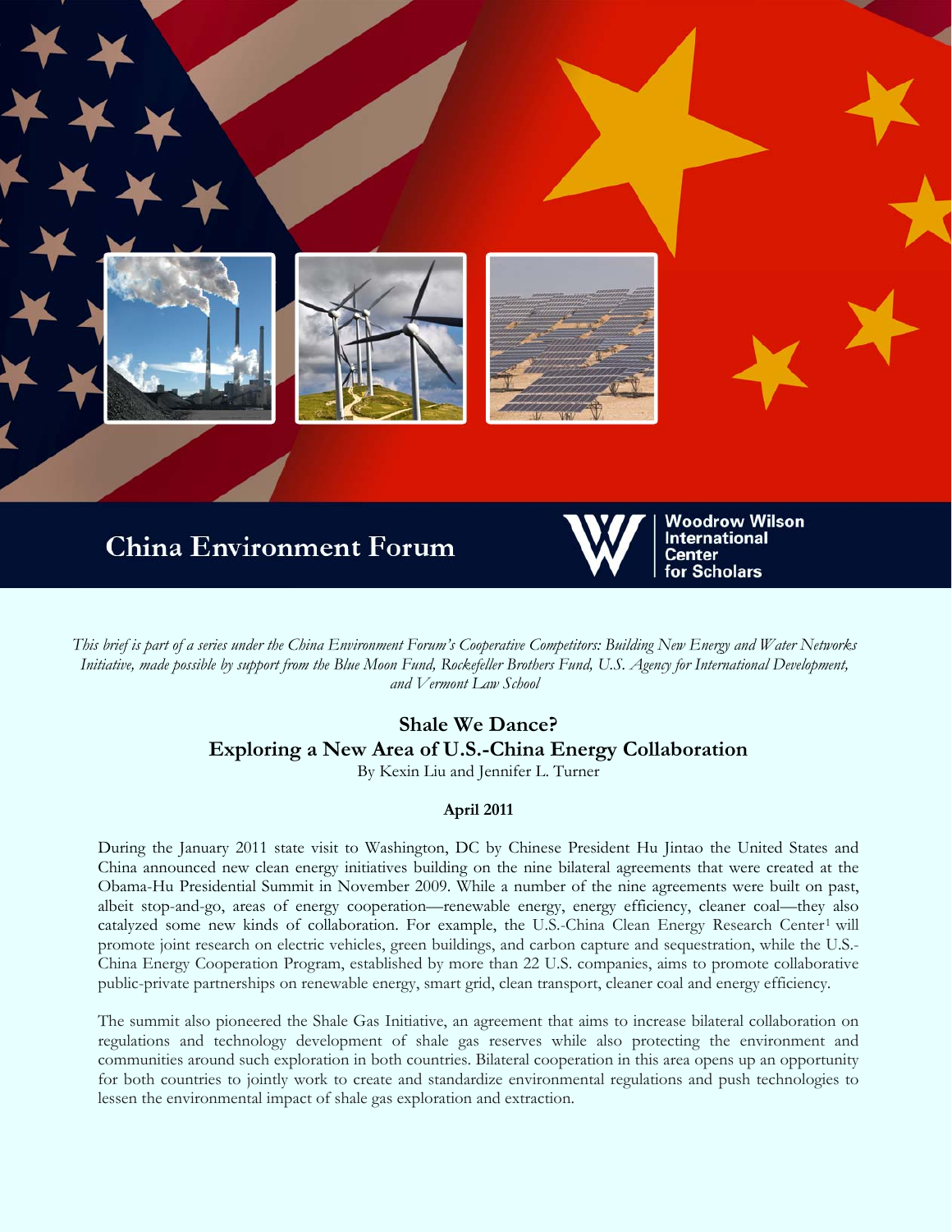China Environment Forum

Woodrow Wilson International Center for Scholars

*This brief is part of a series under the China Environment Forum's Cooperative Competitors: Building New Energy and Water Networks Initiative, made possible by support from the Blue Moon Fund, Rockefeller Brothers Fund, U.S. Agency for International Development, and Vermont Law School*

# Shale We Dance? Exploring a New Area of U.S.-China Energy Collaboration

By Kexin Liu and Jennifer L. Turner

**April 2011**

During the January 2011 state visit to Washington, DC by Chinese President Hu Jintao the United States and China announced new clean energy initiatives building on the nine bilateral agreements that were created at the Obama-Hu Presidential Summit in November 2009. While a number of the nine agreements were built on past, albeit stop-and-go, areas of energy cooperation—renewable energy, energy efficiency, cleaner coal—they also catalyzed some new kinds of collaboration. For example, the U.S.-China Clean Energy Research Center[1] will promote joint research on electric vehicles, green buildings, and carbon capture and sequestration, while the U.S.-China Energy Cooperation Program, established by more than 22 U.S. companies, aims to promote collaborative public-private partnerships on renewable energy, smart grid, clean transport, cleaner coal and energy efficiency.

The summit also pioneered the Shale Gas Initiative, an agreement that aims to increase bilateral collaboration on regulations and technology development of shale gas reserves while also protecting the environment and communities around such exploration in both countries. Bilateral cooperation in this area opens up an opportunity for both countries to jointly work to create and standardize environmental regulations and push technologies to lessen the environmental impact of shale gas exploration and extraction.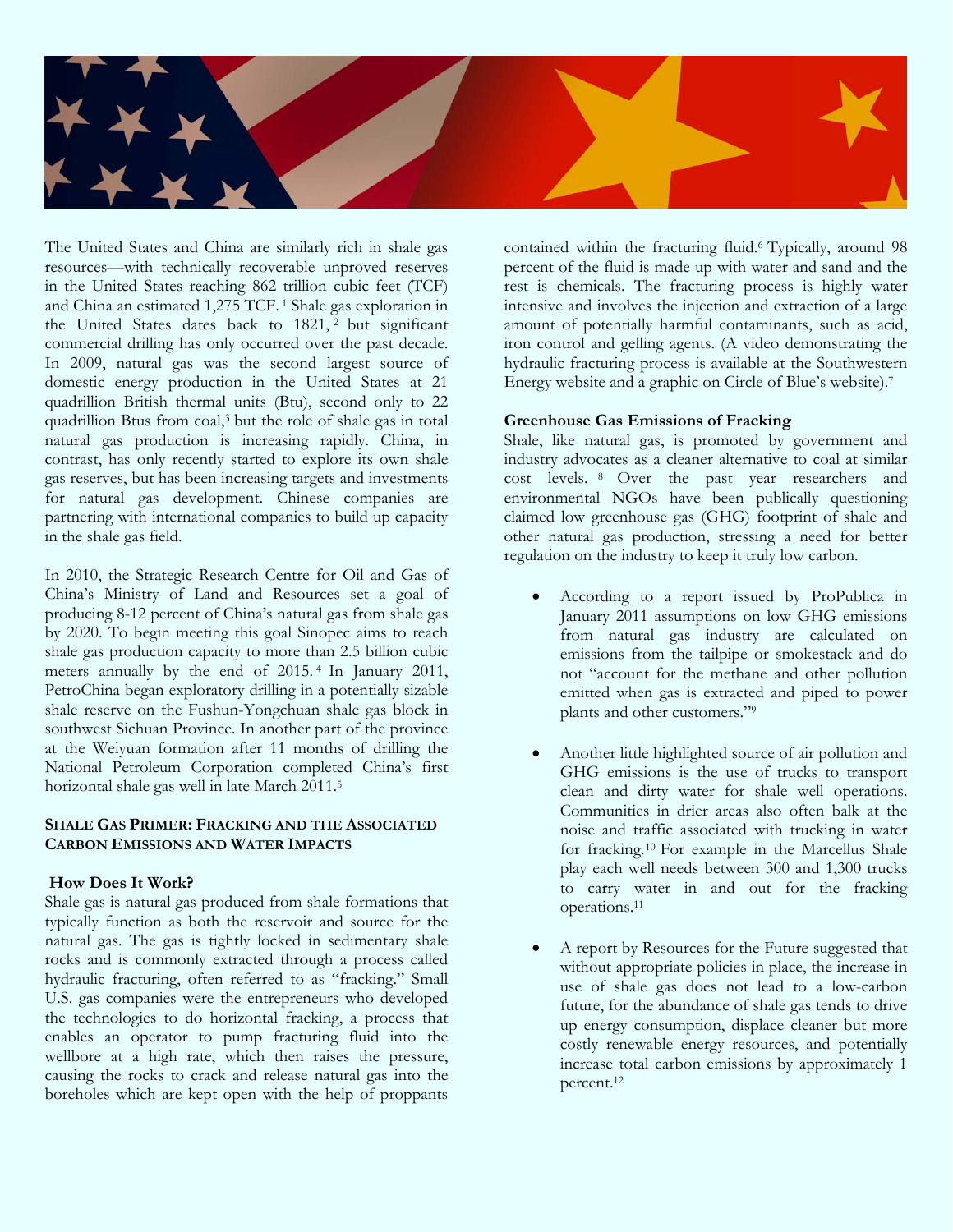The United States and China are similarly rich in shale gas resources—with technically recoverable unproved reserves in the United States reaching 862 trillion cubic feet (TCF) and China an estimated 1,275 TCF.[1] Shale gas exploration in the United States dates back to 1821,[2] but significant commercial drilling has only occurred over the past decade. In 2009, natural gas was the second largest source of domestic energy production in the United States at 21 quadrillion British thermal units (Btu), second only to 22 quadrillion Btus from coal,[3] but the role of shale gas in total natural gas production is increasing rapidly. China, in contrast, has only recently started to explore its own shale gas reserves, but has been increasing targets and investments for natural gas development. Chinese companies are partnering with international companies to build up capacity in the shale gas field.

In 2010, the Strategic Research Centre for Oil and Gas of China's Ministry of Land and Resources set a goal of producing 8-12 percent of China's natural gas from shale gas by 2020. To begin meeting this goal Sinopec aims to reach shale gas production capacity to more than 2.5 billion cubic meters annually by the end of 2015.[4] In January 2011, PetroChina began exploratory drilling in a potentially sizable shale reserve on the Fushun-Yongchuan shale gas block in southwest Sichuan Province. In another part of the province at the Weiyuan formation after 11 months of drilling the National Petroleum Corporation completed China's first horizontal shale gas well in late March 2011.[5]

## Shale Gas Primer: Fracking and the Associated Carbon Emissions and Water Impacts

### How Does It Work?

Shale gas is natural gas produced from shale formations that typically function as both the reservoir and source for the natural gas. The gas is tightly locked in sedimentary shale rocks and is commonly extracted through a process called hydraulic fracturing, often referred to as "fracking." Small U.S. gas companies were the entrepreneurs who developed the technologies to do horizontal fracking, a process that enables an operator to pump fracturing fluid into the wellbore at a high rate, which then raises the pressure, causing the rocks to crack and release natural gas into the boreholes which are kept open with the help of proppants contained within the fracturing fluid.[6] Typically, around 98 percent of the fluid is made up with water and sand and the rest is chemicals. The fracturing process is highly water intensive and involves the injection and extraction of a large amount of potentially harmful contaminants, such as acid, iron control and gelling agents. (A video demonstrating the hydraulic fracturing process is available at the Southwestern Energy website and a graphic on Circle of Blue's website).[7]

### Greenhouse Gas Emissions of Fracking

Shale, like natural gas, is promoted by government and industry advocates as a cleaner alternative to coal at similar cost levels.[8] Over the past year researchers and environmental NGOs have been publically questioning claimed low greenhouse gas (GHG) footprint of shale and other natural gas production, stressing a need for better regulation on the industry to keep it truly low carbon.

- According to a report issued by ProPublica in January 2011 assumptions on low GHG emissions from natural gas industry are calculated on emissions from the tailpipe or smokestack and do not "account for the methane and other pollution emitted when gas is extracted and piped to power plants and other customers."[9]

- Another little highlighted source of air pollution and GHG emissions is the use of trucks to transport clean and dirty water for shale well operations. Communities in drier areas also often balk at the noise and traffic associated with trucking in water for fracking.[10] For example in the Marcellus Shale play each well needs between 300 and 1,300 trucks to carry water in and out for the fracking operations.[11]

- A report by Resources for the Future suggested that without appropriate policies in place, the increase in use of shale gas does not lead to a low-carbon future, for the abundance of shale gas tends to drive up energy consumption, displace cleaner but more costly renewable energy resources, and potentially increase total carbon emissions by approximately 1 percent.[12]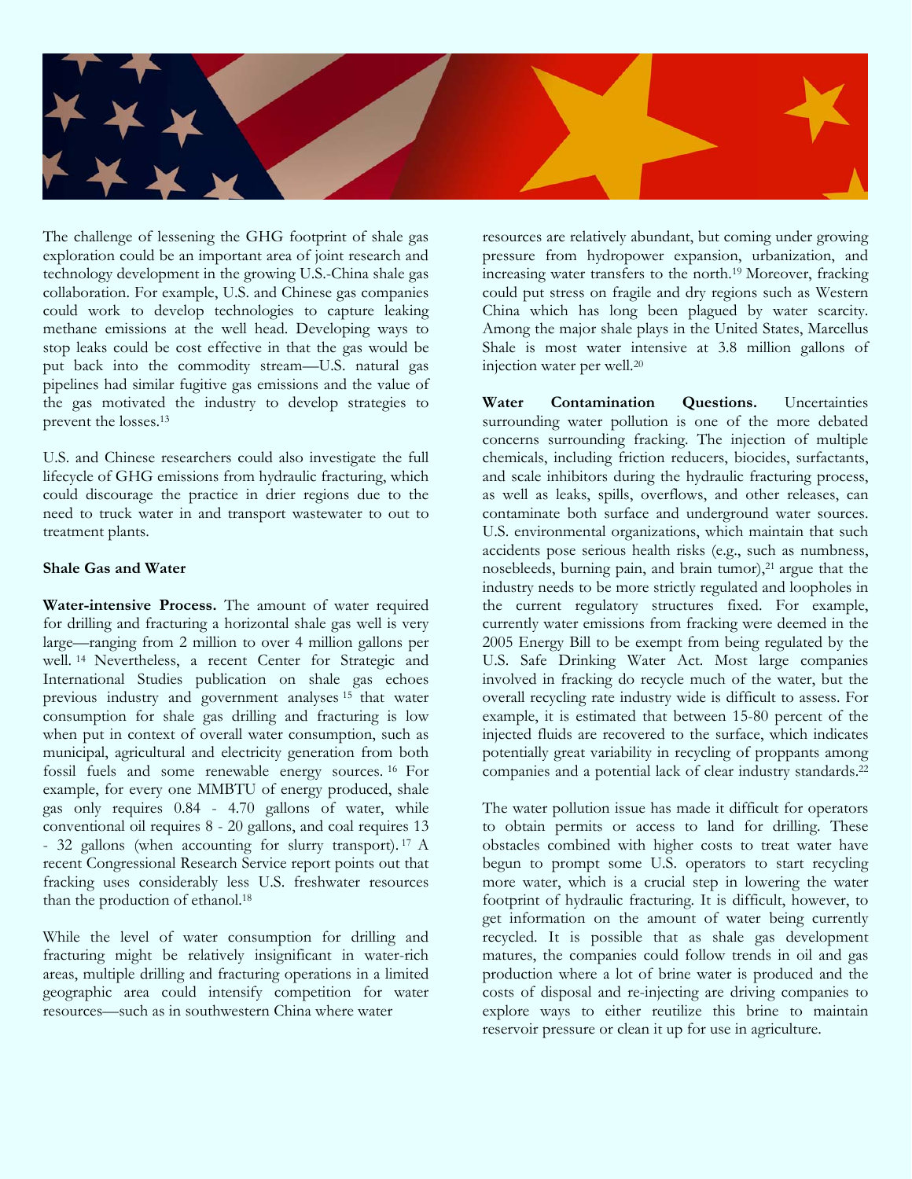The challenge of lessening the GHG footprint of shale gas exploration could be an important area of joint research and technology development in the growing U.S.-China shale gas collaboration. For example, U.S. and Chinese gas companies could work to develop technologies to capture leaking methane emissions at the well head. Developing ways to stop leaks could be cost effective in that the gas would be put back into the commodity stream—U.S. natural gas pipelines had similar fugitive gas emissions and the value of the gas motivated the industry to develop strategies to prevent the losses.[13]

U.S. and Chinese researchers could also investigate the full lifecycle of GHG emissions from hydraulic fracturing, which could discourage the practice in drier regions due to the need to truck water in and transport wastewater to out to treatment plants.

**Shale Gas and Water**

**Water-intensive Process.** The amount of water required for drilling and fracturing a horizontal shale gas well is very large—ranging from 2 million to over 4 million gallons per well.[14] Nevertheless, a recent Center for Strategic and International Studies publication on shale gas echoes previous industry and government analyses[15] that water consumption for shale gas drilling and fracturing is low when put in context of overall water consumption, such as municipal, agricultural and electricity generation from both fossil fuels and some renewable energy sources.[16] For example, for every one MMBTU of energy produced, shale gas only requires 0.84 - 4.70 gallons of water, while conventional oil requires 8 - 20 gallons, and coal requires 13 - 32 gallons (when accounting for slurry transport).[17] A recent Congressional Research Service report points out that fracking uses considerably less U.S. freshwater resources than the production of ethanol.[18]

While the level of water consumption for drilling and fracturing might be relatively insignificant in water-rich areas, multiple drilling and fracturing operations in a limited geographic area could intensify competition for water resources—such as in southwestern China where water resources are relatively abundant, but coming under growing pressure from hydropower expansion, urbanization, and increasing water transfers to the north.[19] Moreover, fracking could put stress on fragile and dry regions such as Western China which has long been plagued by water scarcity. Among the major shale plays in the United States, Marcellus Shale is most water intensive at 3.8 million gallons of injection water per well.[20]

**Water Contamination Questions.** Uncertainties surrounding water pollution is one of the more debated concerns surrounding fracking. The injection of multiple chemicals, including friction reducers, biocides, surfactants, and scale inhibitors during the hydraulic fracturing process, as well as leaks, spills, overflows, and other releases, can contaminate both surface and underground water sources. U.S. environmental organizations, which maintain that such accidents pose serious health risks (e.g., such as numbness, nosebleeds, burning pain, and brain tumor),[21] argue that the industry needs to be more strictly regulated and loopholes in the current regulatory structures fixed. For example, currently water emissions from fracking were deemed in the 2005 Energy Bill to be exempt from being regulated by the U.S. Safe Drinking Water Act. Most large companies involved in fracking do recycle much of the water, but the overall recycling rate industry wide is difficult to assess. For example, it is estimated that between 15-80 percent of the injected fluids are recovered to the surface, which indicates potentially great variability in recycling of proppants among companies and a potential lack of clear industry standards.[22]

The water pollution issue has made it difficult for operators to obtain permits or access to land for drilling. These obstacles combined with higher costs to treat water have begun to prompt some U.S. operators to start recycling more water, which is a crucial step in lowering the water footprint of hydraulic fracturing. It is difficult, however, to get information on the amount of water being currently recycled. It is possible that as shale gas development matures, the companies could follow trends in oil and gas production where a lot of brine water is produced and the costs of disposal and re-injecting are driving companies to explore ways to either reutilize this brine to maintain reservoir pressure or clean it up for use in agriculture.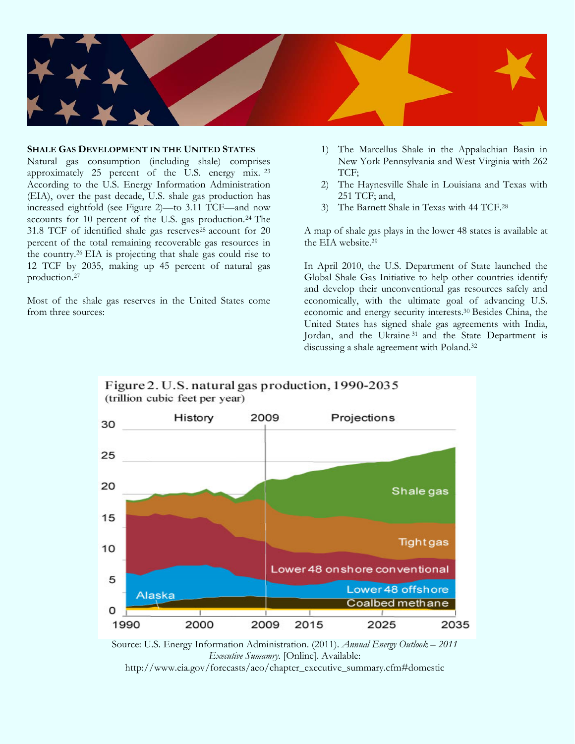## SHALE GAS DEVELOPMENT IN THE UNITED STATES

Natural gas consumption (including shale) comprises approximately 25 percent of the U.S. energy mix.[23] According to the U.S. Energy Information Administration (EIA), over the past decade, U.S. shale gas production has increased eightfold (see Figure 2)—to 3.11 TCF—and now accounts for 10 percent of the U.S. gas production.[24] The 31.8 TCF of identified shale gas reserves[25] account for 20 percent of the total remaining recoverable gas resources in the country.[26] EIA is projecting that shale gas could rise to 12 TCF by 2035, making up 45 percent of natural gas production.[27]

Most of the shale gas reserves in the United States come from three sources:

1) The Marcellus Shale in the Appalachian Basin in New York Pennsylvania and West Virginia with 262 TCF;
2) The Haynesville Shale in Louisiana and Texas with 251 TCF; and,
3) The Barnett Shale in Texas with 44 TCF.[28]

A map of shale gas plays in the lower 48 states is available at the EIA website.[29]

In April 2010, the U.S. Department of State launched the Global Shale Gas Initiative to help other countries identify and develop their unconventional gas resources safely and economically, with the ultimate goal of advancing U.S. economic and energy security interests.[30] Besides China, the United States has signed shale gas agreements with India, Jordan, and the Ukraine[31] and the State Department is discussing a shale agreement with Poland.[32]

Figure 2. U.S. natural gas production, 1990-2035
(trillion cubic feet per year)

Source: U.S. Energy Information Administration. (2011). *Annual Energy Outlook – 2011 Executive Sumamry*. [Online]. Available: http://www.eia.gov/forecasts/aeo/chapter_executive_summary.cfm#domestic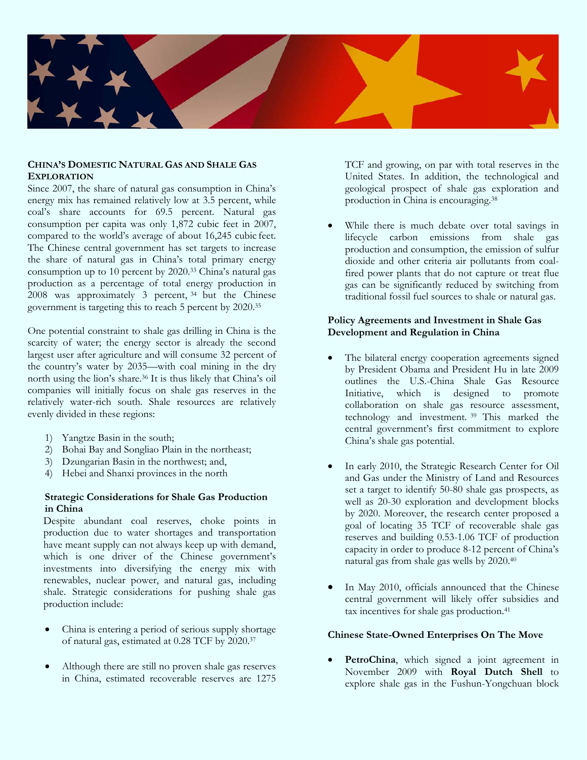## China's Domestic Natural Gas and Shale Gas Exploration

Since 2007, the share of natural gas consumption in China's energy mix has remained relatively low at 3.5 percent, while coal's share accounts for 69.5 percent. Natural gas consumption per capita was only 1,872 cubic feet in 2007, compared to the world's average of about 16,245 cubic feet. The Chinese central government has set targets to increase the share of natural gas in China's total primary energy consumption up to 10 percent by 2020.[33] China's natural gas production as a percentage of total energy production in 2008 was approximately 3 percent,[34] but the Chinese government is targeting this to reach 5 percent by 2020.[35]

One potential constraint to shale gas drilling in China is the scarcity of water; the energy sector is already the second largest user after agriculture and will consume 32 percent of the country's water by 2035—with coal mining in the dry north using the lion's share.[36] It is thus likely that China's oil companies will initially focus on shale gas reserves in the relatively water-rich south. Shale resources are relatively evenly divided in these regions:

1) Yangtze Basin in the south;
2) Bohai Bay and Songliao Plain in the northeast;
3) Dzungarian Basin in the northwest; and,
4) Hebei and Shanxi provinces in the north

### Strategic Considerations for Shale Gas Production in China

Despite abundant coal reserves, choke points in production due to water shortages and transportation have meant supply can not always keep up with demand, which is one driver of the Chinese government's investments into diversifying the energy mix with renewables, nuclear power, and natural gas, including shale. Strategic considerations for pushing shale gas production include:

- China is entering a period of serious supply shortage of natural gas, estimated at 0.28 TCF by 2020.[37]
- Although there are still no proven shale gas reserves in China, estimated recoverable reserves are 1275 TCF and growing, on par with total reserves in the United States. In addition, the technological and geological prospect of shale gas exploration and production in China is encouraging.[38]
- While there is much debate over total savings in lifecycle carbon emissions from shale gas production and consumption, the emission of sulfur dioxide and other criteria air pollutants from coal-fired power plants that do not capture or treat flue gas can be significantly reduced by switching from traditional fossil fuel sources to shale or natural gas.

### Policy Agreements and Investment in Shale Gas Development and Regulation in China

- The bilateral energy cooperation agreements signed by President Obama and President Hu in late 2009 outlines the U.S.-China Shale Gas Resource Initiative, which is designed to promote collaboration on shale gas resource assessment, technology and investment.[39] This marked the central government's first commitment to explore China's shale gas potential.
- In early 2010, the Strategic Research Center for Oil and Gas under the Ministry of Land and Resources set a target to identify 50-80 shale gas prospects, as well as 20-30 exploration and development blocks by 2020. Moreover, the research center proposed a goal of locating 35 TCF of recoverable shale gas reserves and building 0.53-1.06 TCF of production capacity in order to produce 8-12 percent of China's natural gas from shale gas wells by 2020.[40]
- In May 2010, officials announced that the Chinese central government will likely offer subsidies and tax incentives for shale gas production.[41]

### Chinese State-Owned Enterprises On The Move

- **PetroChina**, which signed a joint agreement in November 2009 with **Royal Dutch Shell** to explore shale gas in the Fushun-Yongchuan block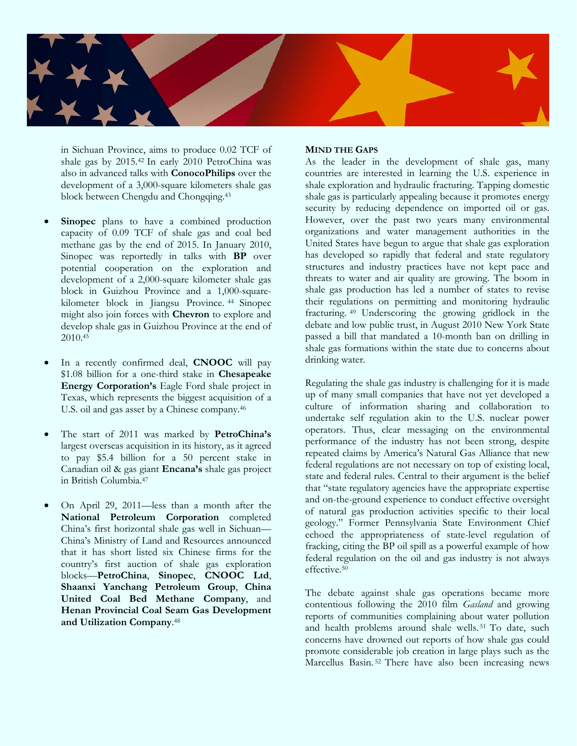in Sichuan Province, aims to produce 0.02 TCF of shale gas by 2015.[42] In early 2010 PetroChina was also in advanced talks with **ConocoPhilips** over the development of a 3,000-square kilometers shale gas block between Chengdu and Chongqing.[43]

- **Sinopec** plans to have a combined production capacity of 0.09 TCF of shale gas and coal bed methane gas by the end of 2015. In January 2010, Sinopec was reportedly in talks with **BP** over potential cooperation on the exploration and development of a 2,000-square kilometer shale gas block in Guizhou Province and a 1,000-square-kilometer block in Jiangsu Province.[44] Sinopec might also join forces with **Chevron** to explore and develop shale gas in Guizhou Province at the end of 2010.[45]

- In a recently confirmed deal, **CNOOC** will pay $1.08 billion for a one-third stake in **Chesapeake Energy Corporation's** Eagle Ford shale project in Texas, which represents the biggest acquisition of a U.S. oil and gas asset by a Chinese company.[46]

- The start of 2011 was marked by **PetroChina's** largest overseas acquisition in its history, as it agreed to pay $5.4 billion for a 50 percent stake in Canadian oil & gas giant **Encana's** shale gas project in British Columbia.[47]

- On April 29, 2011—less than a month after the **National Petroleum Corporation** completed China's first horizontal shale gas well in Sichuan—China's Ministry of Land and Resources announced that it has short listed six Chinese firms for the country's first auction of shale gas exploration blocks—**PetroChina**, **Sinopec**, **CNOOC Ltd**, **Shaanxi Yanchang Petroleum Group**, **China United Coal Bed Methane Company**, and **Henan Provincial Coal Seam Gas Development and Utilization Company**.[48]

**MIND THE GAPS**

As the leader in the development of shale gas, many countries are interested in learning the U.S. experience in shale exploration and hydraulic fracturing. Tapping domestic shale gas is particularly appealing because it promotes energy security by reducing dependence on imported oil or gas. However, over the past two years many environmental organizations and water management authorities in the United States have begun to argue that shale gas exploration has developed so rapidly that federal and state regulatory structures and industry practices have not kept pace and threats to water and air quality are growing. The boom in shale gas production has led a number of states to revise their regulations on permitting and monitoring hydraulic fracturing.[49] Underscoring the growing gridlock in the debate and low public trust, in August 2010 New York State passed a bill that mandated a 10-month ban on drilling in shale gas formations within the state due to concerns about drinking water.

Regulating the shale gas industry is challenging for it is made up of many small companies that have not yet developed a culture of information sharing and collaboration to undertake self regulation akin to the U.S. nuclear power operators. Thus, clear messaging on the environmental performance of the industry has not been strong, despite repeated claims by America's Natural Gas Alliance that new federal regulations are not necessary on top of existing local, state and federal rules. Central to their argument is the belief that "state regulatory agencies have the appropriate expertise and on-the-ground experience to conduct effective oversight of natural gas production activities specific to their local geology." Former Pennsylvania State Environment Chief echoed the appropriateness of state-level regulation of fracking, citing the BP oil spill as a powerful example of how federal regulation on the oil and gas industry is not always effective.[50]

The debate against shale gas operations became more contentious following the 2010 film *Gasland* and growing reports of communities complaining about water pollution and health problems around shale wells.[51] To date, such concerns have drowned out reports of how shale gas could promote considerable job creation in large plays such as the Marcellus Basin.[52] There have also been increasing news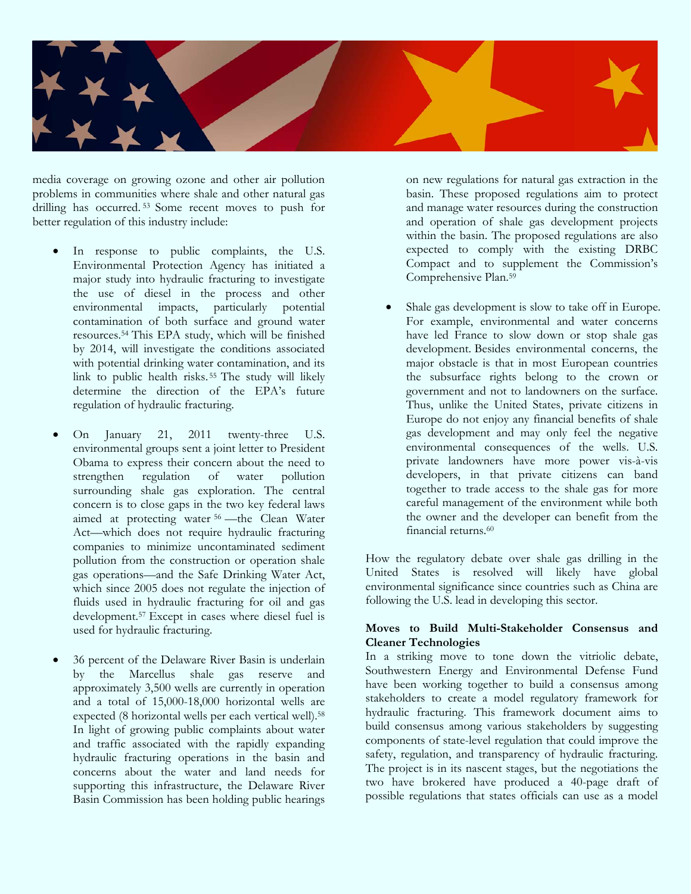media coverage on growing ozone and other air pollution problems in communities where shale and other natural gas drilling has occurred.[53] Some recent moves to push for better regulation of this industry include:

- In response to public complaints, the U.S. Environmental Protection Agency has initiated a major study into hydraulic fracturing to investigate the use of diesel in the process and other environmental impacts, particularly potential contamination of both surface and ground water resources.[54] This EPA study, which will be finished by 2014, will investigate the conditions associated with potential drinking water contamination, and its link to public health risks.[55] The study will likely determine the direction of the EPA's future regulation of hydraulic fracturing.

- On January 21, 2011 twenty-three U.S. environmental groups sent a joint letter to President Obama to express their concern about the need to strengthen regulation of water pollution surrounding shale gas exploration. The central concern is to close gaps in the two key federal laws aimed at protecting water[56]—the Clean Water Act—which does not require hydraulic fracturing companies to minimize uncontaminated sediment pollution from the construction or operation shale gas operations—and the Safe Drinking Water Act, which since 2005 does not regulate the injection of fluids used in hydraulic fracturing for oil and gas development.[57] Except in cases where diesel fuel is used for hydraulic fracturing.

- 36 percent of the Delaware River Basin is underlain by the Marcellus shale gas reserve and approximately 3,500 wells are currently in operation and a total of 15,000-18,000 horizontal wells are expected (8 horizontal wells per each vertical well).[58] In light of growing public complaints about water and traffic associated with the rapidly expanding hydraulic fracturing operations in the basin and concerns about the water and land needs for supporting this infrastructure, the Delaware River Basin Commission has been holding public hearings on new regulations for natural gas extraction in the basin. These proposed regulations aim to protect and manage water resources during the construction and operation of shale gas development projects within the basin. The proposed regulations are also expected to comply with the existing DRBC Compact and to supplement the Commission's Comprehensive Plan.[59]

- Shale gas development is slow to take off in Europe. For example, environmental and water concerns have led France to slow down or stop shale gas development. Besides environmental concerns, the major obstacle is that in most European countries the subsurface rights belong to the crown or government and not to landowners on the surface. Thus, unlike the United States, private citizens in Europe do not enjoy any financial benefits of shale gas development and may only feel the negative environmental consequences of the wells. U.S. private landowners have more power vis-à-vis developers, in that private citizens can band together to trade access to the shale gas for more careful management of the environment while both the owner and the developer can benefit from the financial returns.[60]

How the regulatory debate over shale gas drilling in the United States is resolved will likely have global environmental significance since countries such as China are following the U.S. lead in developing this sector.

**Moves to Build Multi-Stakeholder Consensus and Cleaner Technologies**

In a striking move to tone down the vitriolic debate, Southwestern Energy and Environmental Defense Fund have been working together to build a consensus among stakeholders to create a model regulatory framework for hydraulic fracturing. This framework document aims to build consensus among various stakeholders by suggesting components of state-level regulation that could improve the safety, regulation, and transparency of hydraulic fracturing. The project is in its nascent stages, but the negotiations the two have brokered have produced a 40-page draft of possible regulations that states officials can use as a model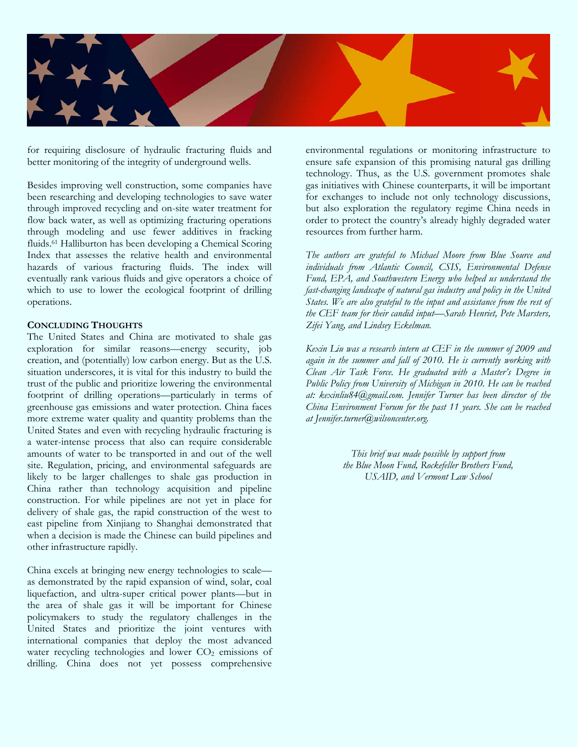for requiring disclosure of hydraulic fracturing fluids and better monitoring of the integrity of underground wells.

Besides improving well construction, some companies have been researching and developing technologies to save water through improved recycling and on-site water treatment for flow back water, as well as optimizing fracturing operations through modeling and use fewer additives in fracking fluids.[61] Halliburton has been developing a Chemical Scoring Index that assesses the relative health and environmental hazards of various fracturing fluids. The index will eventually rank various fluids and give operators a choice of which to use to lower the ecological footprint of drilling operations.

## Concluding Thoughts

The United States and China are motivated to shale gas exploration for similar reasons—energy security, job creation, and (potentially) low carbon energy. But as the U.S. situation underscores, it is vital for this industry to build the trust of the public and prioritize lowering the environmental footprint of drilling operations—particularly in terms of greenhouse gas emissions and water protection. China faces more extreme water quality and quantity problems than the United States and even with recycling hydraulic fracturing is a water-intense process that also can require considerable amounts of water to be transported in and out of the well site. Regulation, pricing, and environmental safeguards are likely to be larger challenges to shale gas production in China rather than technology acquisition and pipeline construction. For while pipelines are not yet in place for delivery of shale gas, the rapid construction of the west to east pipeline from Xinjiang to Shanghai demonstrated that when a decision is made the Chinese can build pipelines and other infrastructure rapidly.

China excels at bringing new energy technologies to scale—as demonstrated by the rapid expansion of wind, solar, coal liquefaction, and ultra-super critical power plants—but in the area of shale gas it will be important for Chinese policymakers to study the regulatory challenges in the United States and prioritize the joint ventures with international companies that deploy the most advanced water recycling technologies and lower $CO_2$ emissions of drilling. China does not yet possess comprehensive environmental regulations or monitoring infrastructure to ensure safe expansion of this promising natural gas drilling technology. Thus, as the U.S. government promotes shale gas initiatives with Chinese counterparts, it will be important for exchanges to include not only technology discussions, but also exploration the regulatory regime China needs in order to protect the country's already highly degraded water resources from further harm.

*The authors are grateful to Michael Moore from Blue Source and individuals from Atlantic Council, CSIS, Environmental Defense Fund, EPA, and Southwestern Energy who helped us understand the fast-changing landscape of natural gas industry and policy in the United States. We are also grateful to the input and assistance from the rest of the CEF team for their candid input—Sarah Henriet, Pete Marsters, Zifei Yang, and Lindsey Eckelman.*

*Kexin Liu was a research intern at CEF in the summer of 2009 and again in the summer and fall of 2010. He is currently working with Clean Air Task Force. He graduated with a Master's Degree in Public Policy from University of Michigan in 2010. He can be reached at: kexinliu84@gmail.com. Jennifer Turner has been director of the China Environment Forum for the past 11 years. She can be reached at Jennifer.turner@wilsoncenter.org.*

*This brief was made possible by support from the Blue Moon Fund, Rockefeller Brothers Fund, USAID, and Vermont Law School*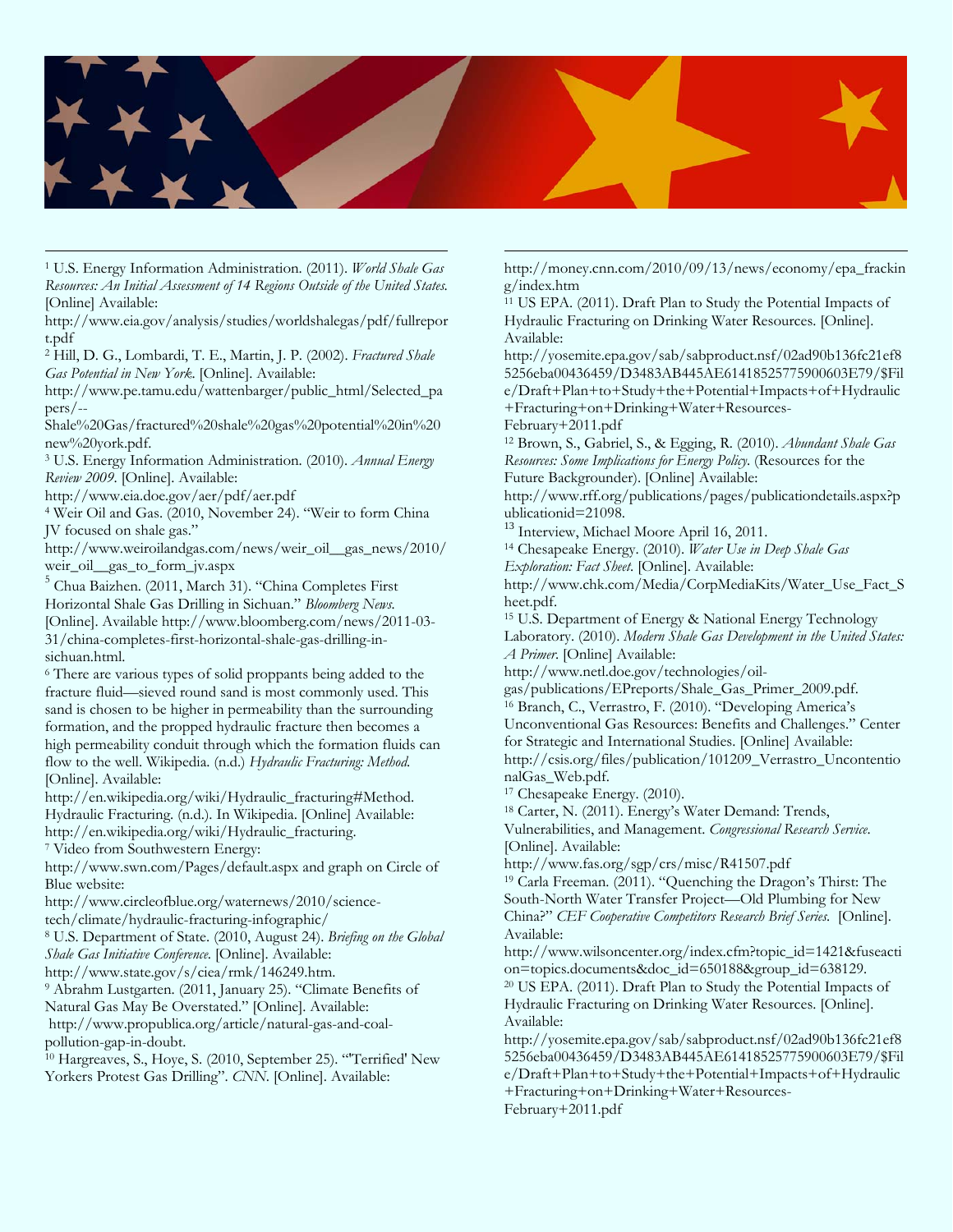[1] U.S. Energy Information Administration. (2011). *World Shale Gas Resources: An Initial Assessment of 14 Regions Outside of the United States*. [Online] Available: http://www.eia.gov/analysis/studies/worldshalegas/pdf/fullreport.pdf

[2] Hill, D. G., Lombardi, T. E., Martin, J. P. (2002). *Fractured Shale Gas Potential in New York*. [Online]. Available: http://www.pe.tamu.edu/wattenbarger/public_html/Selected_papers/--Shale%20Gas/fractured%20shale%20gas%20potential%20in%20new%20york.pdf.

[3] U.S. Energy Information Administration. (2010). *Annual Energy Review 2009*. [Online]. Available: http://www.eia.doe.gov/aer/pdf/aer.pdf

[4] Weir Oil and Gas. (2010, November 24). "Weir to form China JV focused on shale gas." http://www.weiroilandgas.com/news/weir_oil__gas_news/2010/weir_oil__gas_to_form_jv.aspx

[5] Chua Baizhen. (2011, March 31). "China Completes First Horizontal Shale Gas Drilling in Sichuan." *Bloomberg News*. [Online]. Available http://www.bloomberg.com/news/2011-03-31/china-completes-first-horizontal-shale-gas-drilling-in-sichuan.html.

[6] There are various types of solid proppants being added to the fracture fluid—sieved round sand is most commonly used. This sand is chosen to be higher in permeability than the surrounding formation, and the propped hydraulic fracture then becomes a high permeability conduit through which the formation fluids can flow to the well. Wikipedia. (n.d.) *Hydraulic Fracturing: Method*. [Online]. Available: http://en.wikipedia.org/wiki/Hydraulic_fracturing#Method. Hydraulic Fracturing. (n.d.). In Wikipedia. [Online] Available: http://en.wikipedia.org/wiki/Hydraulic_fracturing.

[7] Video from Southwestern Energy: http://www.swn.com/Pages/default.aspx and graph on Circle of Blue website: http://www.circleofblue.org/waternews/2010/science-tech/climate/hydraulic-fracturing-infographic/

[8] U.S. Department of State. (2010, August 24). *Briefing on the Global Shale Gas Initiative Conference*. [Online]. Available: http://www.state.gov/s/ciea/rmk/146249.htm.

[9] Abrahm Lustgarten. (2011, January 25). "Climate Benefits of Natural Gas May Be Overstated." [Online]. Available: http://www.propublica.org/article/natural-gas-and-coal-pollution-gap-in-doubt.

[10] Hargreaves, S., Hoye, S. (2010, September 25). "'Terrified' New Yorkers Protest Gas Drilling". *CNN*. [Online]. Available: http://money.cnn.com/2010/09/13/news/economy/epa_fracking/index.htm

[11] US EPA. (2011). Draft Plan to Study the Potential Impacts of Hydraulic Fracturing on Drinking Water Resources. [Online]. Available: http://yosemite.epa.gov/sab/sabproduct.nsf/02ad90b136fc21ef85256eba00436459/D3483AB445AE61418525775900603E79/$File/Draft+Plan+to+Study+the+Potential+Impacts+of+Hydraulic+Fracturing+on+Drinking+Water+Resources-February+2011.pdf

[12] Brown, S., Gabriel, S., & Egging, R. (2010). *Abundant Shale Gas Resources: Some Implications for Energy Policy*. (Resources for the Future Backgrounder). [Online] Available: http://www.rff.org/publications/pages/publicationdetails.aspx?publicationid=21098.

[13] Interview, Michael Moore April 16, 2011.

[14] Chesapeake Energy. (2010). *Water Use in Deep Shale Gas Exploration: Fact Sheet*. [Online]. Available: http://www.chk.com/Media/CorpMediaKits/Water_Use_Fact_Sheet.pdf.

[15] U.S. Department of Energy & National Energy Technology Laboratory. (2010). *Modern Shale Gas Development in the United States: A Primer*. [Online] Available: http://www.netl.doe.gov/technologies/oil-gas/publications/EPreports/Shale_Gas_Primer_2009.pdf.

[16] Branch, C., Verrastro, F. (2010). "Developing America's Unconventional Gas Resources: Benefits and Challenges." Center for Strategic and International Studies. [Online] Available: http://csis.org/files/publication/101209_Verrastro_UnconventionalGas_Web.pdf.

[17] Chesapeake Energy. (2010).

[18] Carter, N. (2011). Energy's Water Demand: Trends, Vulnerabilities, and Management. *Congressional Research Service*. [Online]. Available: http://www.fas.org/sgp/crs/misc/R41507.pdf

[19] Carla Freeman. (2011). "Quenching the Dragon's Thirst: The South-North Water Transfer Project—Old Plumbing for New China?" *CEF Cooperative Competitors Research Brief Series*. [Online]. Available: http://www.wilsoncenter.org/index.cfm?topic_id=1421&fuseaction=topics.documents&doc_id=650188&group_id=638129.

[20] US EPA. (2011). Draft Plan to Study the Potential Impacts of Hydraulic Fracturing on Drinking Water Resources. [Online]. Available: http://yosemite.epa.gov/sab/sabproduct.nsf/02ad90b136fc21ef85256eba00436459/D3483AB445AE61418525775900603E79/$File/Draft+Plan+to+Study+the+Potential+Impacts+of+Hydraulic+Fracturing+on+Drinking+Water+Resources-February+2011.pdf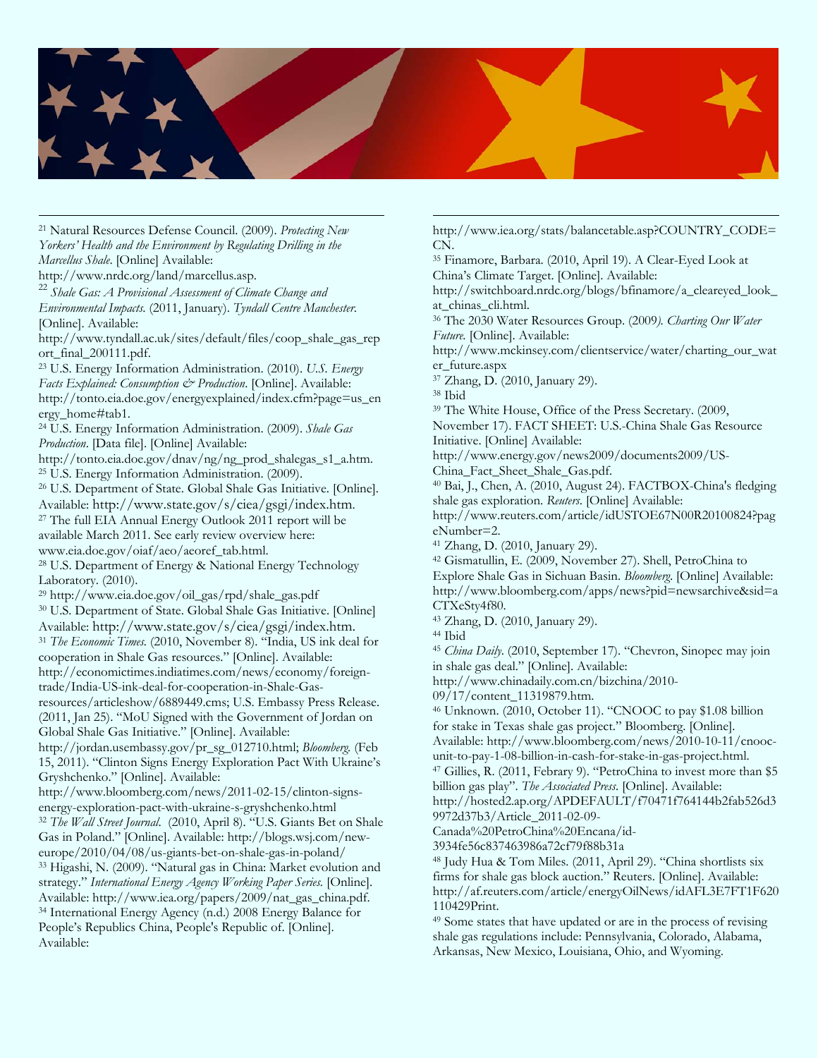[21] Natural Resources Defense Council. (2009). *Protecting New Yorkers' Health and the Environment by Regulating Drilling in the Marcellus Shale*. [Online] Available: http://www.nrdc.org/land/marcellus.asp.

[22] *Shale Gas: A Provisional Assessment of Climate Change and Environmental Impacts.* (2011, January). *Tyndall Centre Manchester.* [Online]. Available: http://www.tyndall.ac.uk/sites/default/files/coop_shale_gas_report_final_200111.pdf.

[23] U.S. Energy Information Administration. (2010). *U.S. Energy Facts Explained: Consumption & Production*. [Online]. Available: http://tonto.eia.doe.gov/energyexplained/index.cfm?page=us_energy_home#tab1.

[24] U.S. Energy Information Administration. (2009). *Shale Gas Production*. [Data file]. [Online] Available: http://tonto.eia.doe.gov/dnav/ng/ng_prod_shalegas_s1_a.htm.

[25] U.S. Energy Information Administration. (2009).

[26] U.S. Department of State. Global Shale Gas Initiative. [Online]. Available: http://www.state.gov/s/ciea/gsgi/index.htm.

[27] The full EIA Annual Energy Outlook 2011 report will be available March 2011. See early review overview here: www.eia.doe.gov/oiaf/aeo/aeoref_tab.html.

[28] U.S. Department of Energy & National Energy Technology Laboratory. (2010).

[29] http://www.eia.doe.gov/oil_gas/rpd/shale_gas.pdf

[30] U.S. Department of State. Global Shale Gas Initiative. [Online] Available: http://www.state.gov/s/ciea/gsgi/index.htm.

[31] *The Economic Times.* (2010, November 8). "India, US ink deal for cooperation in Shale Gas resources." [Online]. Available: http://economictimes.indiatimes.com/news/economy/foreign-trade/India-US-ink-deal-for-cooperation-in-Shale-Gas-resources/articleshow/6889449.cms; U.S. Embassy Press Release. (2011, Jan 25). "MoU Signed with the Government of Jordan on Global Shale Gas Initiative." [Online]. Available: http://jordan.usembassy.gov/pr_sg_012710.html; *Bloomberg.* (Feb 15, 2011). "Clinton Signs Energy Exploration Pact With Ukraine's Gryshchenko." [Online]. Available: http://www.bloomberg.com/news/2011-02-15/clinton-signs-energy-exploration-pact-with-ukraine-s-gryshchenko.html

[32] *The Wall Street Journal.* (2010, April 8). "U.S. Giants Bet on Shale Gas in Poland." [Online]. Available: http://blogs.wsj.com/new-europe/2010/04/08/us-giants-bet-on-shale-gas-in-poland/

[33] Higashi, N. (2009). "Natural gas in China: Market evolution and strategy." *International Energy Agency Working Paper Series.* [Online]. Available: http://www.iea.org/papers/2009/nat_gas_china.pdf.

[34] International Energy Agency (n.d.) 2008 Energy Balance for People's Republics China, People's Republic of. [Online]. Available: http://www.iea.org/stats/balancetable.asp?COUNTRY_CODE=CN.

[35] Finamore, Barbara. (2010, April 19). A Clear-Eyed Look at China's Climate Target. [Online]. Available: http://switchboard.nrdc.org/blogs/bfinamore/a_cleareyed_look_at_chinas_cli.html.

[36] The 2030 Water Resources Group. (2009*). Charting Our Water Future.* [Online]. Available: http://www.mckinsey.com/clientservice/water/charting_our_water_future.aspx

[37] Zhang, D. (2010, January 29).

[38] Ibid

[39] The White House, Office of the Press Secretary. (2009, November 17). FACT SHEET: U.S.-China Shale Gas Resource Initiative. [Online] Available: http://www.energy.gov/news2009/documents2009/US-China_Fact_Sheet_Shale_Gas.pdf.

[40] Bai, J., Chen, A. (2010, August 24). FACTBOX-China's fledging shale gas exploration. *Reuters*. [Online] Available: http://www.reuters.com/article/idUSTOE67N00R20100824?pageNumber=2.

[41] Zhang, D. (2010, January 29).

[42] Gismatullin, E. (2009, November 27). Shell, PetroChina to Explore Shale Gas in Sichuan Basin. *Bloomberg*. [Online] Available: http://www.bloomberg.com/apps/news?pid=newsarchive&sid=aCTXeSty4f80.

[43] Zhang, D. (2010, January 29).

[44] Ibid

[45] *China Daily.* (2010, September 17). "Chevron, Sinopec may join in shale gas deal." [Online]. Available: http://www.chinadaily.com.cn/bizchina/2010-09/17/content_11319879.htm.

[46] Unknown. (2010, October 11). "CNOOC to pay $1.08 billion for stake in Texas shale gas project." Bloomberg. [Online]. Available: http://www.bloomberg.com/news/2010-10-11/cnooc-unit-to-pay-1-08-billion-in-cash-for-stake-in-gas-project.html.

[47] Gillies, R. (2011, Febrary 9). "PetroChina to invest more than $5 billion gas play". *The Associated Press.* [Online]. Available: http://hosted2.ap.org/APDEFAULT/f70471f764144b2fab526d39972d37b3/Article_2011-02-09-Canada%20PetroChina%20Encana/id-3934fe56c837463986a72cf79f88b31a

[48] Judy Hua & Tom Miles. (2011, April 29). "China shortlists six firms for shale gas block auction." Reuters. [Online]. Available: http://af.reuters.com/article/energyOilNews/idAFL3E7FT1F620110429Print.

[49] Some states that have updated or are in the process of revising shale gas regulations include: Pennsylvania, Colorado, Alabama, Arkansas, New Mexico, Louisiana, Ohio, and Wyoming.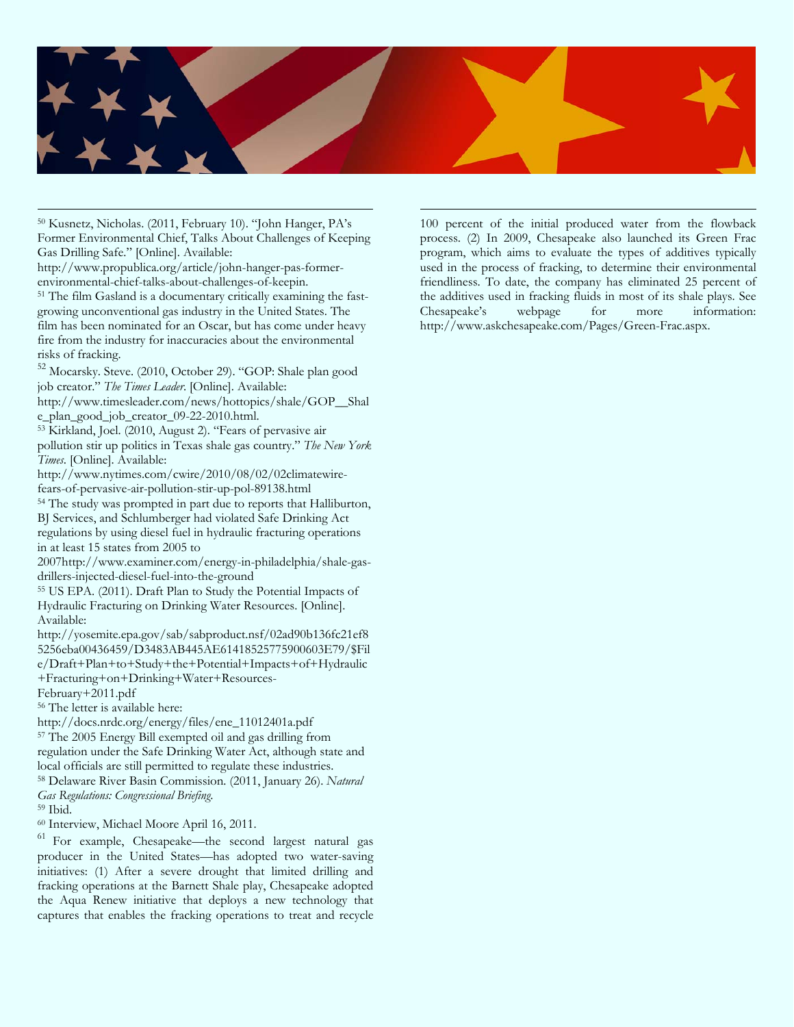[50] Kusnetz, Nicholas. (2011, February 10). "John Hanger, PA's Former Environmental Chief, Talks About Challenges of Keeping Gas Drilling Safe." [Online]. Available: http://www.propublica.org/article/john-hanger-pas-former-environmental-chief-talks-about-challenges-of-keepin.

[51] The film Gasland is a documentary critically examining the fast-growing unconventional gas industry in the United States. The film has been nominated for an Oscar, but has come under heavy fire from the industry for inaccuracies about the environmental risks of fracking.

[52] Mocarsky. Steve. (2010, October 29). "GOP: Shale plan good job creator." *The Times Leader*. [Online]. Available: http://www.timesleader.com/news/hottopics/shale/GOP__Shale_plan_good_job_creator_09-22-2010.html.

[53] Kirkland, Joel. (2010, August 2). "Fears of pervasive air pollution stir up politics in Texas shale gas country." *The New York Times*. [Online]. Available: http://www.nytimes.com/cwire/2010/08/02/02climatewire-fears-of-pervasive-air-pollution-stir-up-pol-89138.html

[54] The study was prompted in part due to reports that Halliburton, BJ Services, and Schlumberger had violated Safe Drinking Act regulations by using diesel fuel in hydraulic fracturing operations in at least 15 states from 2005 to 2007http://www.examiner.com/energy-in-philadelphia/shale-gas-drillers-injected-diesel-fuel-into-the-ground

[55] US EPA. (2011). Draft Plan to Study the Potential Impacts of Hydraulic Fracturing on Drinking Water Resources. [Online]. Available: http://yosemite.epa.gov/sab/sabproduct.nsf/02ad90b136fc21ef85256eba00436459/D3483AB445AE61418525775900603E79/$File/Draft+Plan+to+Study+the+Potential+Impacts+of+Hydraulic+Fracturing+on+Drinking+Water+Resources-February+2011.pdf

[56] The letter is available here: http://docs.nrdc.org/energy/files/ene_11012401a.pdf

[57] The 2005 Energy Bill exempted oil and gas drilling from regulation under the Safe Drinking Water Act, although state and local officials are still permitted to regulate these industries.

[58] Delaware River Basin Commission. (2011, January 26). *Natural Gas Regulations: Congressional Briefing*.

[59] Ibid.

[60] Interview, Michael Moore April 16, 2011.

[61] For example, Chesapeake—the second largest natural gas producer in the United States—has adopted two water-saving initiatives: (1) After a severe drought that limited drilling and fracking operations at the Barnett Shale play, Chesapeake adopted the Aqua Renew initiative that deploys a new technology that captures that enables the fracking operations to treat and recycle 100 percent of the initial produced water from the flowback process. (2) In 2009, Chesapeake also launched its Green Frac program, which aims to evaluate the types of additives typically used in the process of fracking, to determine their environmental friendliness. To date, the company has eliminated 25 percent of the additives used in fracking fluids in most of its shale plays. See Chesapeake's webpage for more information: http://www.askchesapeake.com/Pages/Green-Frac.aspx.